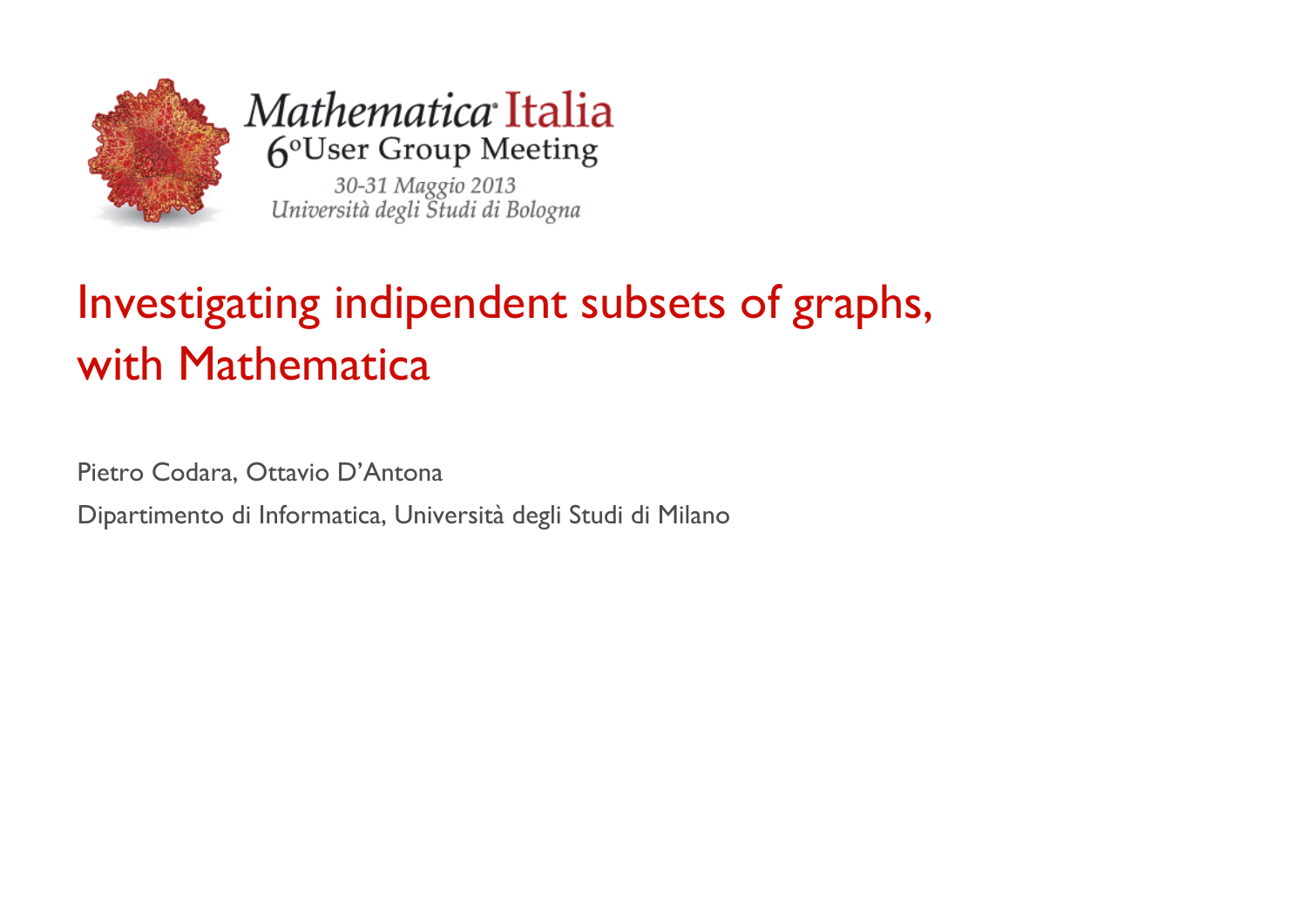Mathematica Italia
6° User Group Meeting
30-31 Maggio 2013
Università degli Studi di Bologna

# Investigating indipendent subsets of graphs, with Mathematica

Pietro Codara, Ottavio D'Antona

Dipartimento di Informatica, Università degli Studi di Milano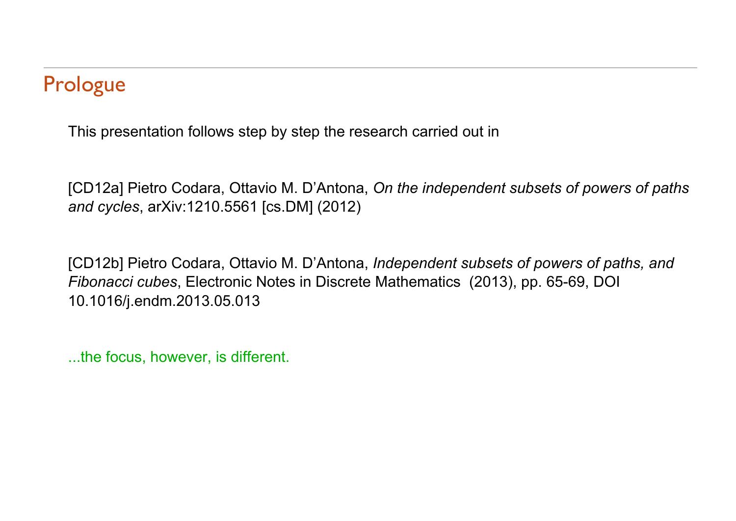## Prologue

This presentation follows step by step the research carried out in

[CD12a] Pietro Codara, Ottavio M. D'Antona, *On the independent subsets of powers of paths and cycles*, arXiv:1210.5561 [cs.DM] (2012)

[CD12b] Pietro Codara, Ottavio M. D'Antona, *Independent subsets of powers of paths, and Fibonacci cubes*, Electronic Notes in Discrete Mathematics (2013), pp. 65-69, DOI 10.1016/j.endm.2013.05.013

...the focus, however, is different.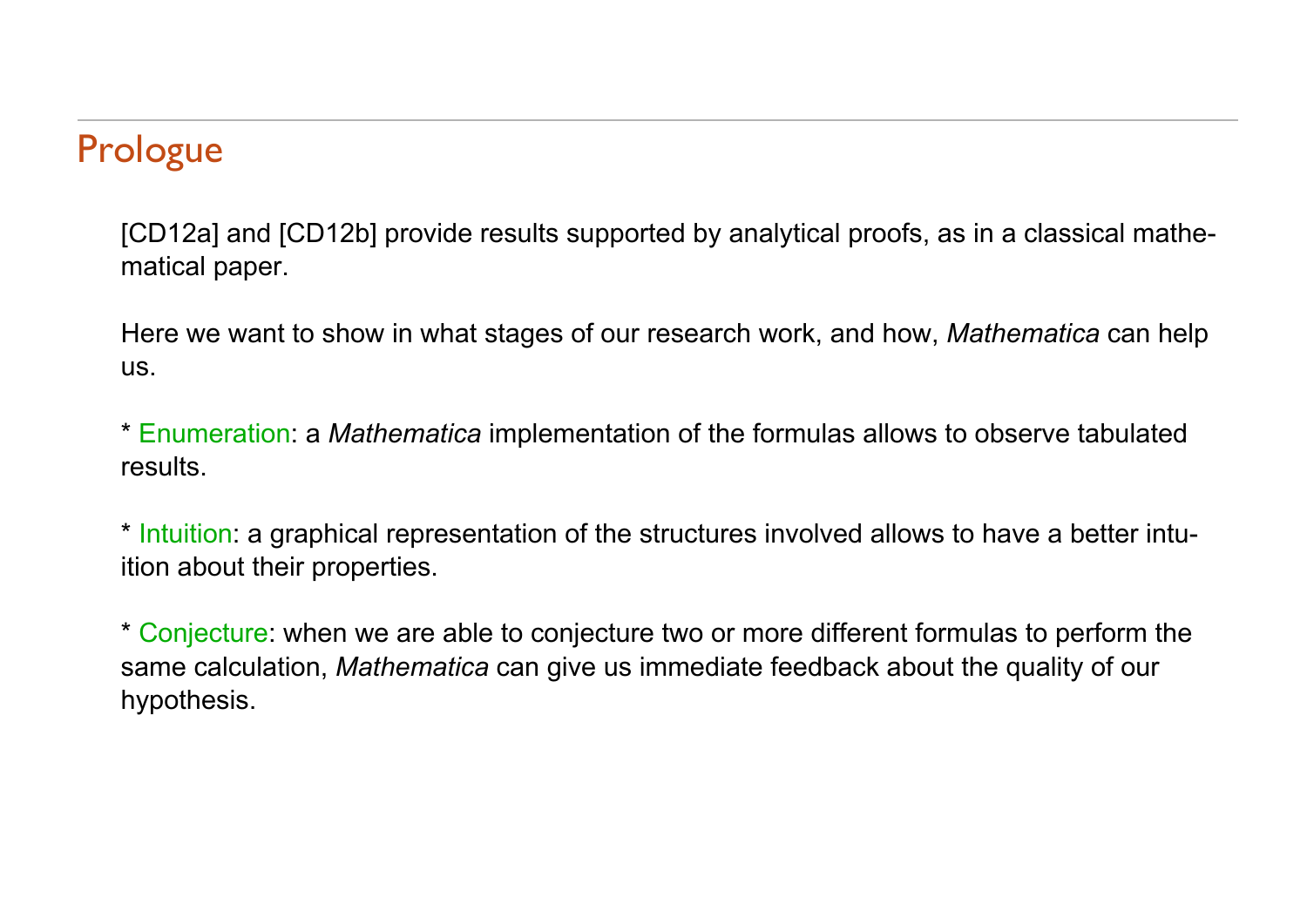## Prologue

[CD12a] and [CD12b] provide results supported by analytical proofs, as in a classical mathematical paper.

Here we want to show in what stages of our research work, and how, *Mathematica* can help us.

* Enumeration: a *Mathematica* implementation of the formulas allows to observe tabulated results.

* Intuition: a graphical representation of the structures involved allows to have a better intuition about their properties.

* Conjecture: when we are able to conjecture two or more different formulas to perform the same calculation, *Mathematica* can give us immediate feedback about the quality of our hypothesis.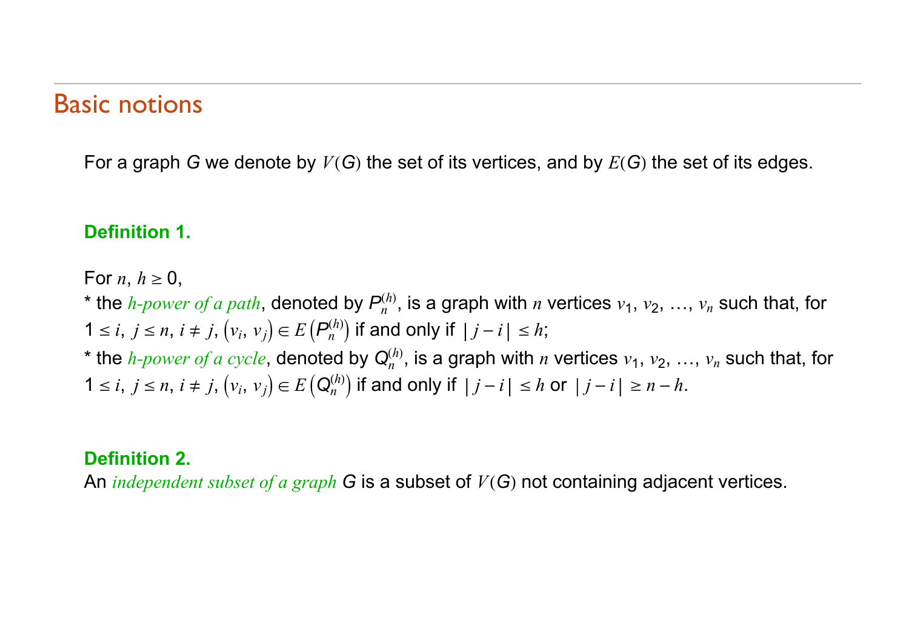## Basic notions

For a graph $G$ we denote by $V(G)$ the set of its vertices, and by $E(G)$ the set of its edges.

**Definition 1.**

For $n,\ h \geq 0$,
* the *h-power of a path*, denoted by $P_n^{(h)}$, is a graph with $n$ vertices $v_1, v_2, \ldots, v_n$ such that, for $1 \leq i,\ j \leq n,\ i \neq j,\ (v_i, v_j) \in E\left(P_n^{(h)}\right)$ if and only if $|j - i| \leq h$;
* the *h-power of a cycle*, denoted by $Q_n^{(h)}$, is a graph with $n$ vertices $v_1, v_2, \ldots, v_n$ such that, for $1 \leq i,\ j \leq n,\ i \neq j,\ (v_i, v_j) \in E\left(Q_n^{(h)}\right)$ if and only if $|j - i| \leq h$ or $|j - i| \geq n - h$.

**Definition 2.**
An *independent subset of a graph* $G$ is a subset of $V(G)$ not containing adjacent vertices.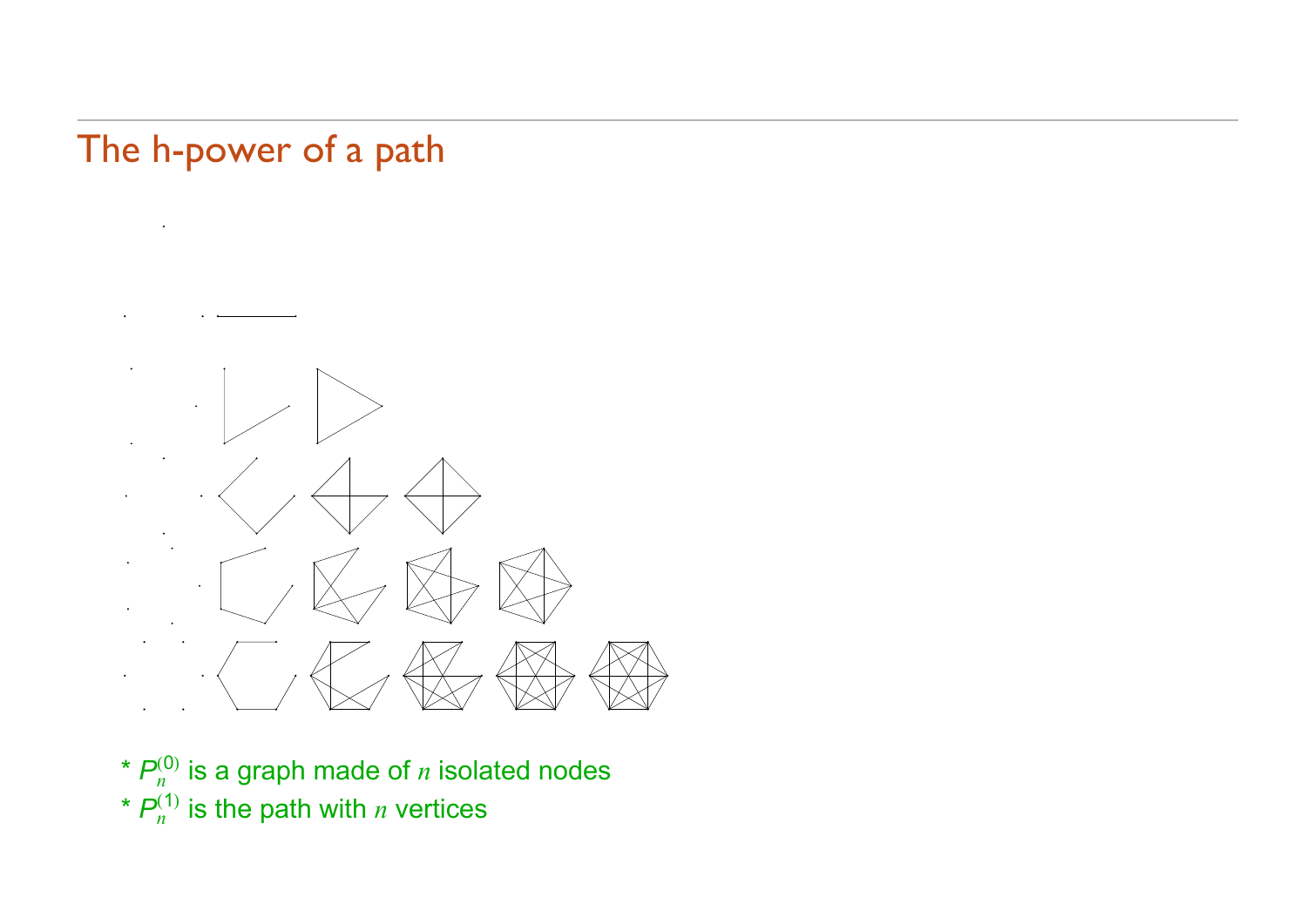# The h-power of a path

* $P_n^{(0)}$ is a graph made of $n$ isolated nodes
* $P_n^{(1)}$ is the path with $n$ vertices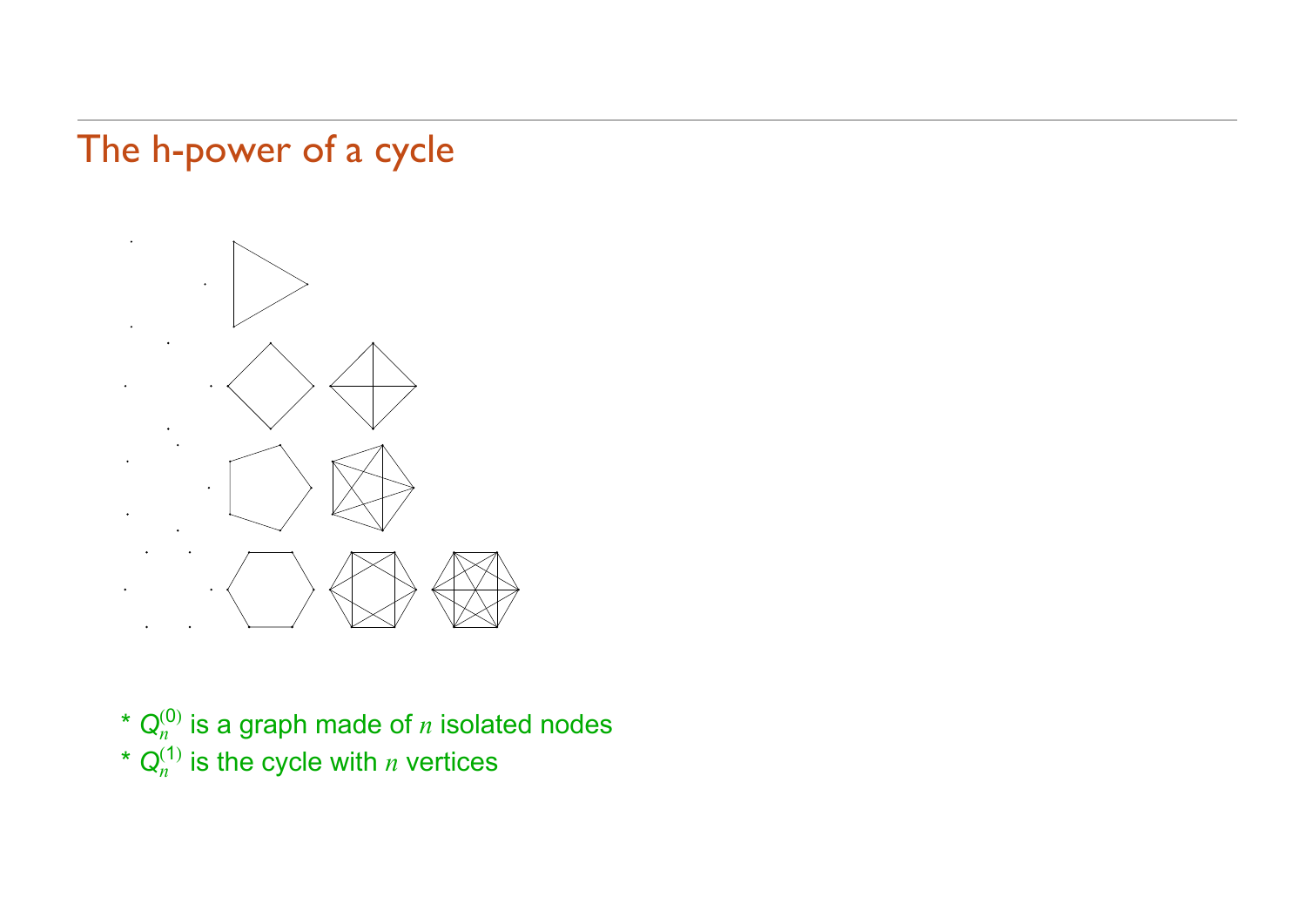# The h-power of a cycle

* $Q_n^{(0)}$ is a graph made of $n$ isolated nodes
* $Q_n^{(1)}$ is the cycle with $n$ vertices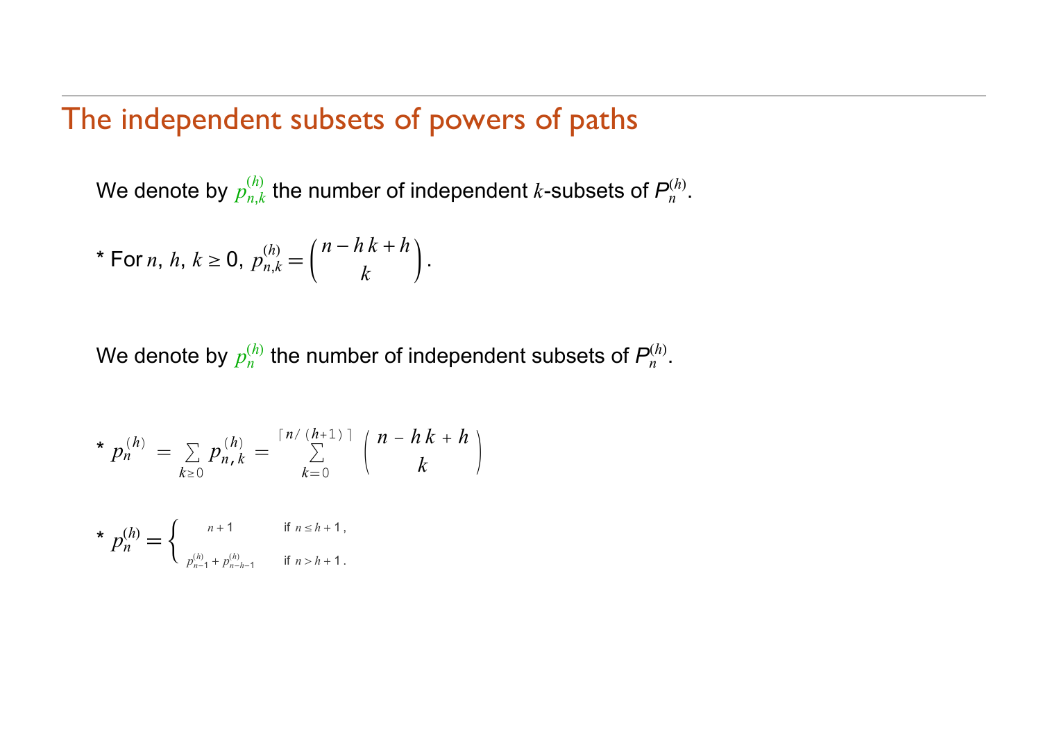## The independent subsets of powers of paths

We denote by $p_{n,k}^{(h)}$ the number of independent $k$-subsets of $P_n^{(h)}$.

* For $n$, $h$, $k \geq 0$, $p_{n,k}^{(h)} = \binom{n - h\,k + h}{k}$.

We denote by $p_n^{(h)}$ the number of independent subsets of $P_n^{(h)}$.

* $p_n^{(h)} = \sum_{k \geq 0} p_{n,k}^{(h)} = \sum_{k=0}^{\lceil n/(h+1) \rceil} \binom{n - h\,k + h}{k}$

* $p_n^{(h)} = \begin{cases} n+1 & \text{if } n \leq h+1\,, \\ p_{n-1}^{(h)} + p_{n-h-1}^{(h)} & \text{if } n > h+1\,. \end{cases}$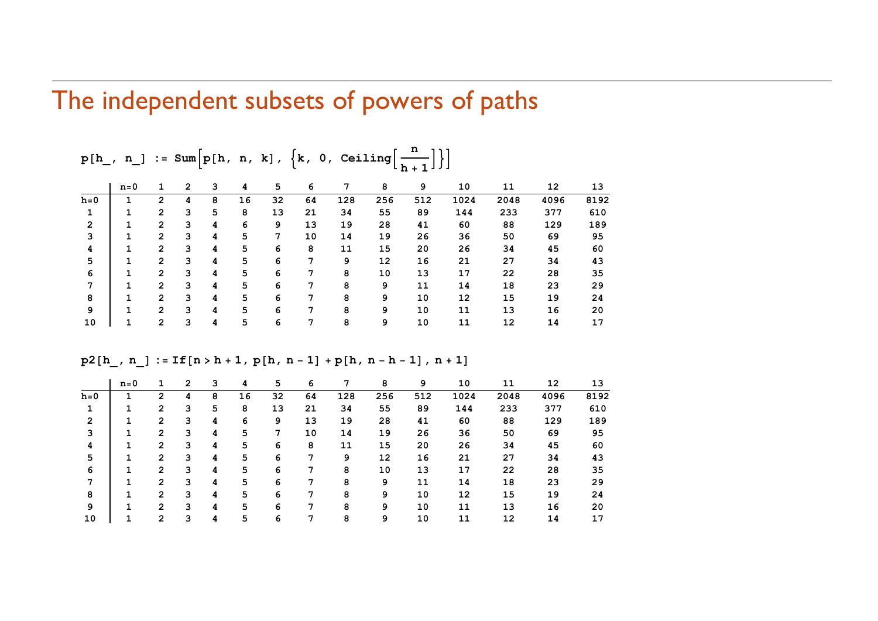# The independent subsets of powers of paths

```
p[h_, n_] := Sum[p[h, n, k], {k, 0, Ceiling[n/(h + 1)]}]
```

| | n=0 | 1 | 2 | 3 | 4 | 5 | 6 | 7 | 8 | 9 | 10 | 11 | 12 | 13 |
|---|---|---|---|---|---|---|---|---|---|---|---|---|---|---|
| h=0 | 1 | 2 | 4 | 8 | 16 | 32 | 64 | 128 | 256 | 512 | 1024 | 2048 | 4096 | 8192 |
| 1 | 1 | 2 | 3 | 5 | 8 | 13 | 21 | 34 | 55 | 89 | 144 | 233 | 377 | 610 |
| 2 | 1 | 2 | 3 | 4 | 6 | 9 | 13 | 19 | 28 | 41 | 60 | 88 | 129 | 189 |
| 3 | 1 | 2 | 3 | 4 | 5 | 7 | 10 | 14 | 19 | 26 | 36 | 50 | 69 | 95 |
| 4 | 1 | 2 | 3 | 4 | 5 | 6 | 8 | 11 | 15 | 20 | 26 | 34 | 45 | 60 |
| 5 | 1 | 2 | 3 | 4 | 5 | 6 | 7 | 9 | 12 | 16 | 21 | 27 | 34 | 43 |
| 6 | 1 | 2 | 3 | 4 | 5 | 6 | 7 | 8 | 10 | 13 | 17 | 22 | 28 | 35 |
| 7 | 1 | 2 | 3 | 4 | 5 | 6 | 7 | 8 | 9 | 11 | 14 | 18 | 23 | 29 |
| 8 | 1 | 2 | 3 | 4 | 5 | 6 | 7 | 8 | 9 | 10 | 12 | 15 | 19 | 24 |
| 9 | 1 | 2 | 3 | 4 | 5 | 6 | 7 | 8 | 9 | 10 | 11 | 13 | 16 | 20 |
| 10 | 1 | 2 | 3 | 4 | 5 | 6 | 7 | 8 | 9 | 10 | 11 | 12 | 14 | 17 |

```
p2[h_, n_] := If[n > h + 1, p[h, n - 1] + p[h, n - h - 1], n + 1]
```

| | n=0 | 1 | 2 | 3 | 4 | 5 | 6 | 7 | 8 | 9 | 10 | 11 | 12 | 13 |
|---|---|---|---|---|---|---|---|---|---|---|---|---|---|---|
| h=0 | 1 | 2 | 4 | 8 | 16 | 32 | 64 | 128 | 256 | 512 | 1024 | 2048 | 4096 | 8192 |
| 1 | 1 | 2 | 3 | 5 | 8 | 13 | 21 | 34 | 55 | 89 | 144 | 233 | 377 | 610 |
| 2 | 1 | 2 | 3 | 4 | 6 | 9 | 13 | 19 | 28 | 41 | 60 | 88 | 129 | 189 |
| 3 | 1 | 2 | 3 | 4 | 5 | 7 | 10 | 14 | 19 | 26 | 36 | 50 | 69 | 95 |
| 4 | 1 | 2 | 3 | 4 | 5 | 6 | 8 | 11 | 15 | 20 | 26 | 34 | 45 | 60 |
| 5 | 1 | 2 | 3 | 4 | 5 | 6 | 7 | 9 | 12 | 16 | 21 | 27 | 34 | 43 |
| 6 | 1 | 2 | 3 | 4 | 5 | 6 | 7 | 8 | 10 | 13 | 17 | 22 | 28 | 35 |
| 7 | 1 | 2 | 3 | 4 | 5 | 6 | 7 | 8 | 9 | 11 | 14 | 18 | 23 | 29 |
| 8 | 1 | 2 | 3 | 4 | 5 | 6 | 7 | 8 | 9 | 10 | 12 | 15 | 19 | 24 |
| 9 | 1 | 2 | 3 | 4 | 5 | 6 | 7 | 8 | 9 | 10 | 11 | 13 | 16 | 20 |
| 10 | 1 | 2 | 3 | 4 | 5 | 6 | 7 | 8 | 9 | 10 | 11 | 12 | 14 | 17 |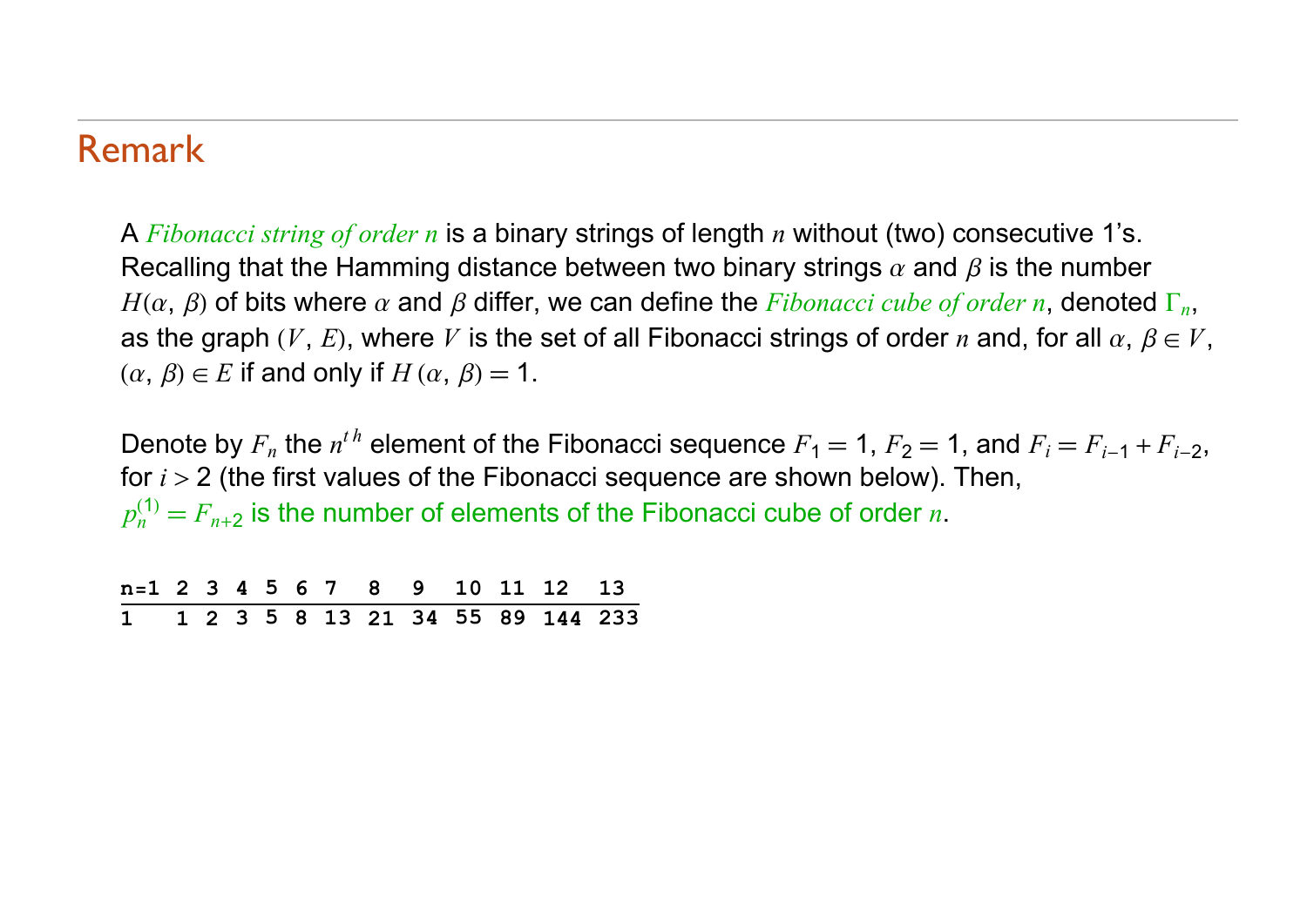## Remark

A *Fibonacci string of order $n$* is a binary strings of length $n$ without (two) consecutive 1's. Recalling that the Hamming distance between two binary strings $\alpha$ and $\beta$ is the number $H(\alpha, \beta)$ of bits where $\alpha$ and $\beta$ differ, we can define the *Fibonacci cube of order $n$*, denoted $\Gamma_n$, as the graph $(V, E)$, where $V$ is the set of all Fibonacci strings of order $n$ and, for all $\alpha, \beta \in V$, $(\alpha, \beta) \in E$ if and only if $H(\alpha, \beta) = 1$.

Denote by $F_n$ the $n^{th}$ element of the Fibonacci sequence $F_1 = 1$, $F_2 = 1$, and $F_i = F_{i-1} + F_{i-2}$, for $i > 2$ (the first values of the Fibonacci sequence are shown below). Then, $p_n^{(1)} = F_{n+2}$ is the number of elements of the Fibonacci cube of order $n$.

| n=1 | 2 | 3 | 4 | 5 | 6 | 7 | 8 | 9 | 10 | 11 | 12 | 13 |
|---|---|---|---|---|---|---|---|---|---|---|---|---|
| 1 | 1 | 2 | 3 | 5 | 8 | 13 | 21 | 34 | 55 | 89 | 144 | 233 |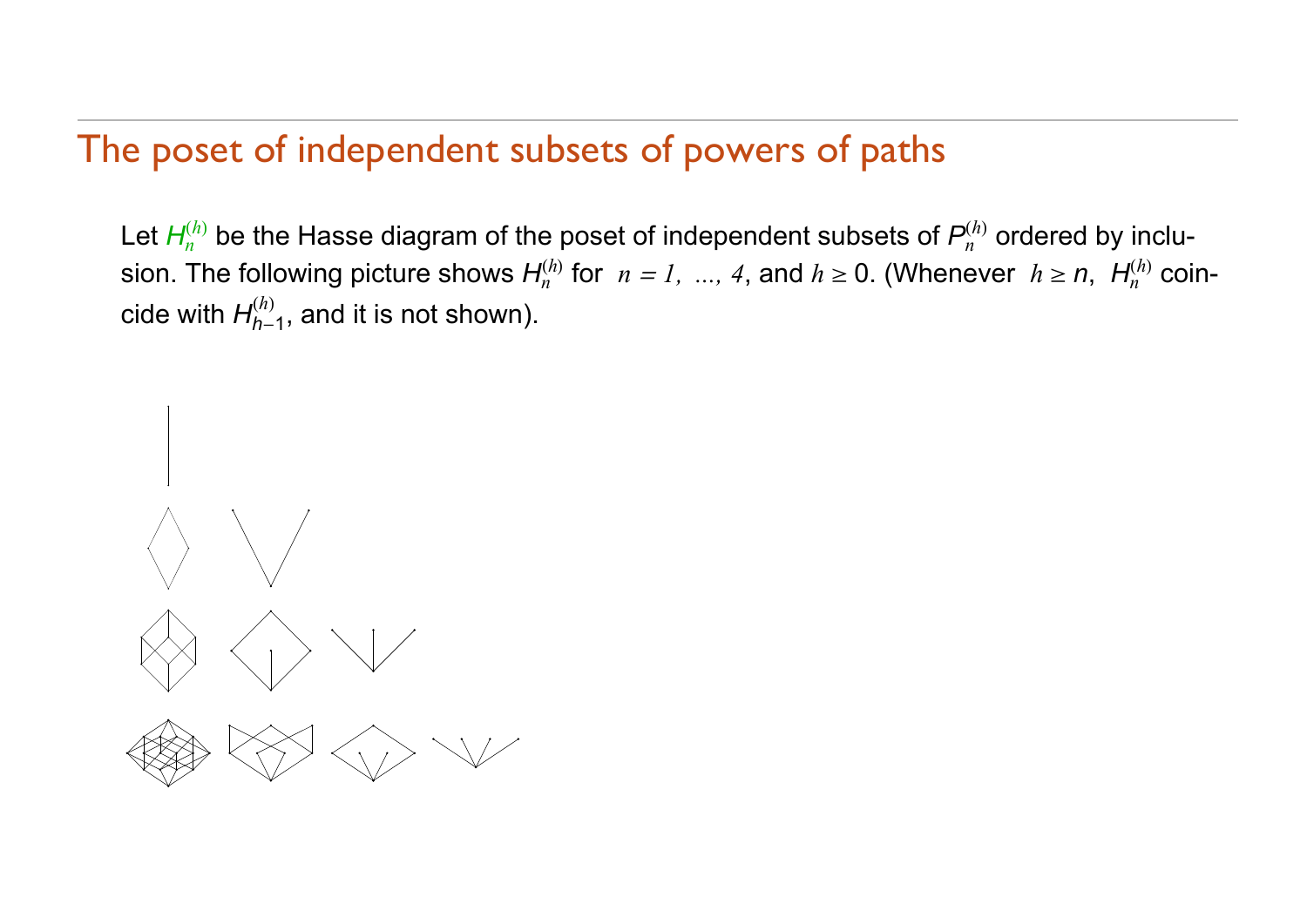# The poset of independent subsets of powers of paths

Let $H_n^{(h)}$ be the Hasse diagram of the poset of independent subsets of $P_n^{(h)}$ ordered by inclusion. The following picture shows $H_n^{(h)}$ for $n = 1, \ ..., \ 4$, and $h \geq 0$. (Whenever $h \geq n$, $H_n^{(h)}$ coincide with $H_{h-1}^{(h)}$, and it is not shown).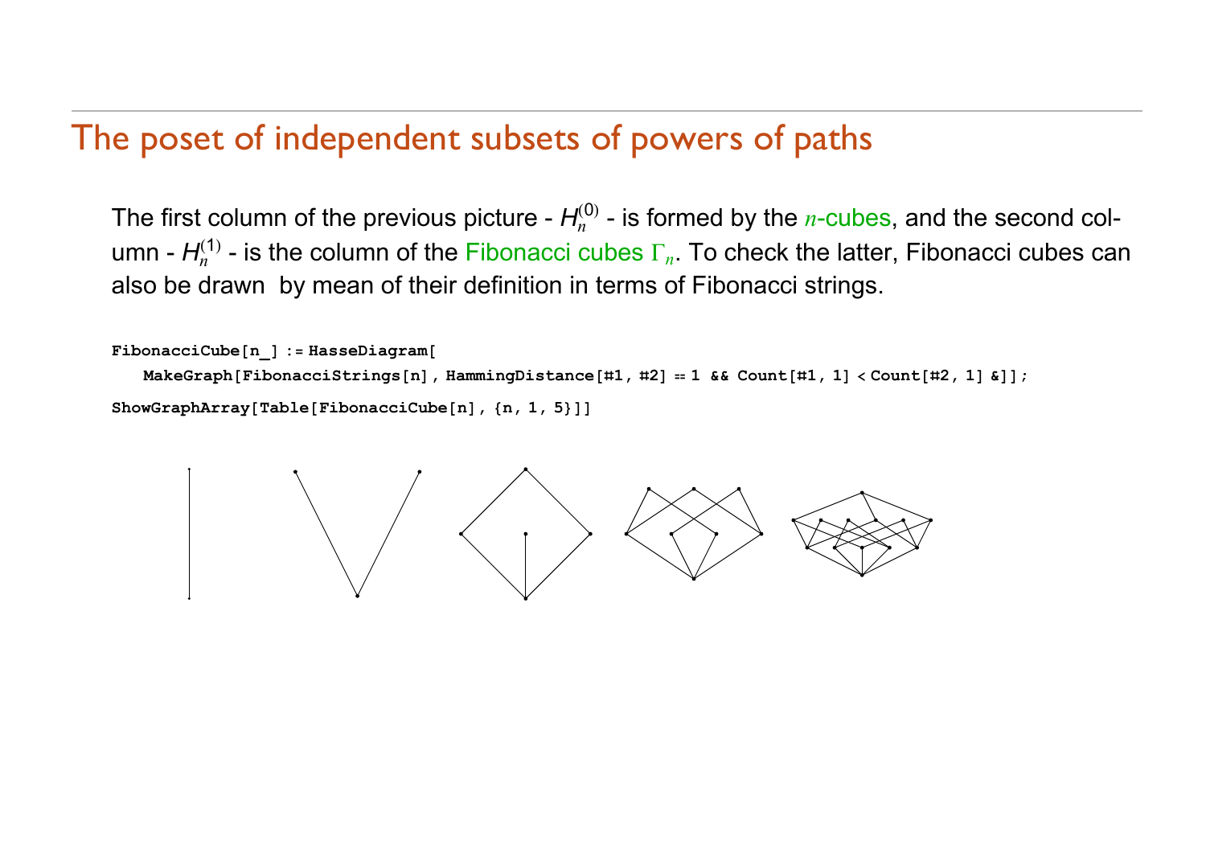# The poset of independent subsets of powers of paths

The first column of the previous picture - $H_n^{(0)}$ - is formed by the $n$-cubes, and the second column - $H_n^{(1)}$ - is the column of the Fibonacci cubes $\Gamma_n$. To check the latter, Fibonacci cubes can also be drawn by mean of their definition in terms of Fibonacci strings.

```
FibonacciCube[n_] := HasseDiagram[
   MakeGraph[FibonacciStrings[n], HammingDistance[#1, #2] == 1 && Count[#1, 1] < Count[#2, 1] &]];

ShowGraphArray[Table[FibonacciCube[n], {n, 1, 5}]]
```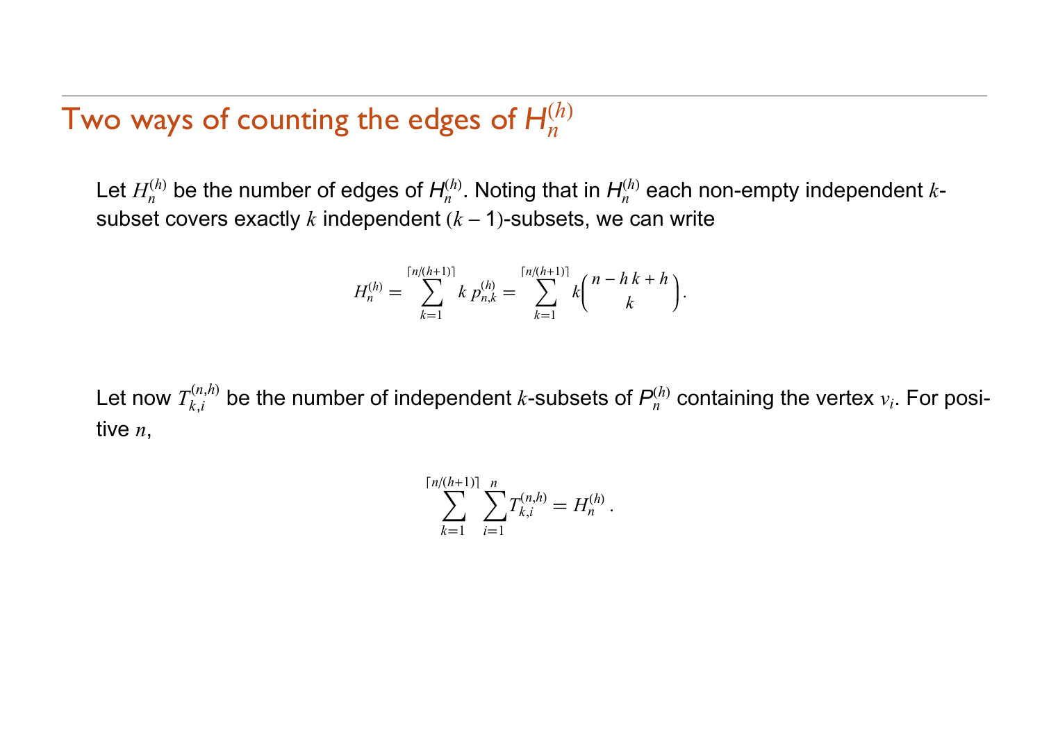## Two ways of counting the edges of $H_n^{(h)}$

Let $H_n^{(h)}$ be the number of edges of $H_n^{(h)}$. Noting that in $H_n^{(h)}$ each non-empty independent $k$-subset covers exactly $k$ independent $(k-1)$-subsets, we can write

$$H_n^{(h)} = \sum_{k=1}^{\lceil n/(h+1) \rceil} k\, p_{n,k}^{(h)} = \sum_{k=1}^{\lceil n/(h+1) \rceil} k \binom{n - h\,k + h}{k}.$$

Let now $T_{k,i}^{(n,h)}$ be the number of independent $k$-subsets of $P_n^{(h)}$ containing the vertex $v_i$. For positive $n$,

$$\sum_{k=1}^{\lceil n/(h+1) \rceil} \sum_{i=1}^{n} T_{k,i}^{(n,h)} = H_n^{(h)}.$$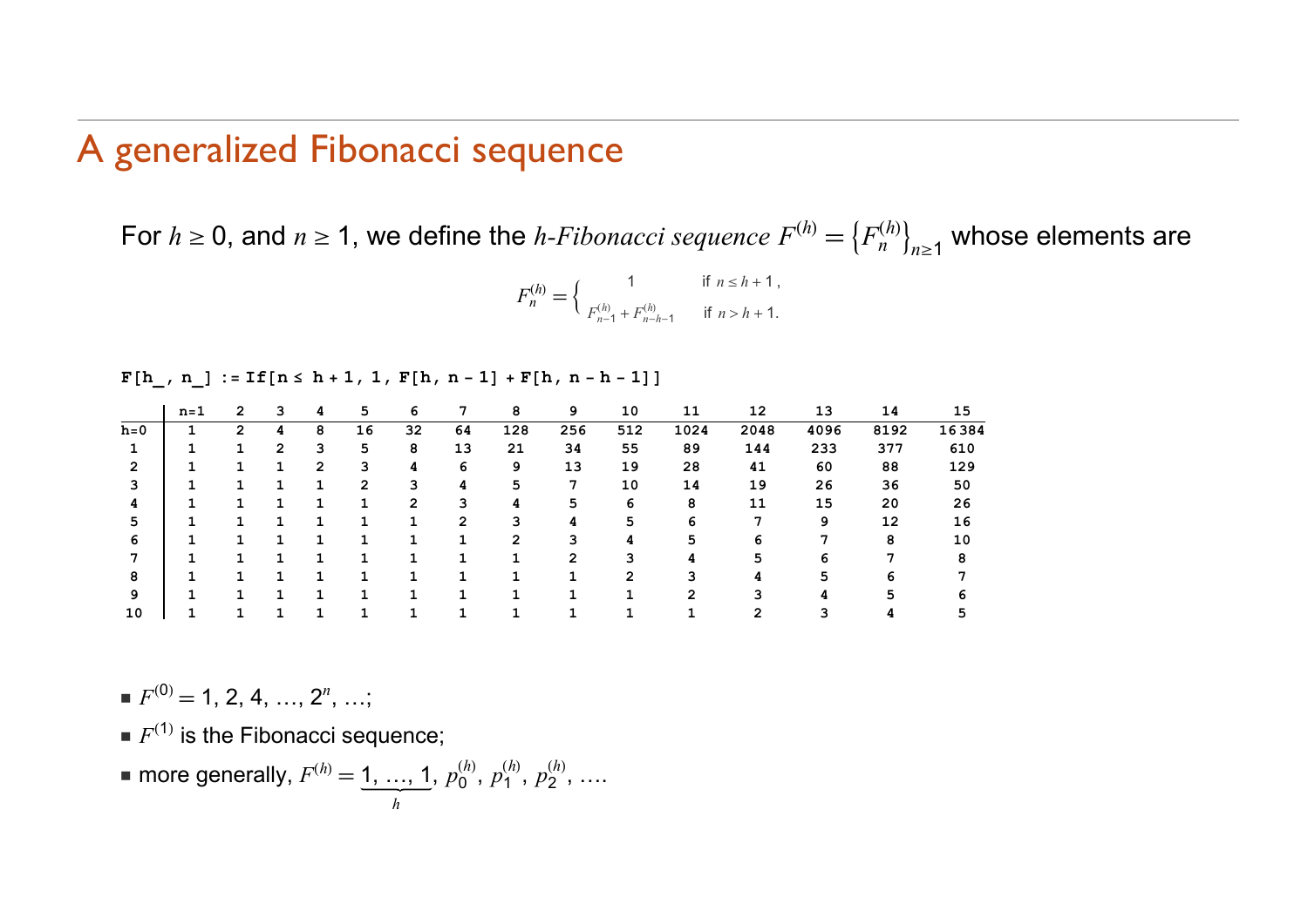# A generalized Fibonacci sequence

For $h \geq 0$, and $n \geq 1$, we define the *h-Fibonacci sequence* $F^{(h)} = \left\{F_n^{(h)}\right\}_{n \geq 1}$ whose elements are

$$F_n^{(h)} = \begin{cases} 1 & \text{if } n \leq h+1, \\ F_{n-1}^{(h)} + F_{n-h-1}^{(h)} & \text{if } n > h+1. \end{cases}$$

```
F[h_, n_] := If[n ≤ h + 1, 1, F[h, n - 1] + F[h, n - h - 1]]
```

| | n=1 | 2 | 3 | 4 | 5 | 6 | 7 | 8 | 9 | 10 | 11 | 12 | 13 | 14 | 15 |
|---|---|---|---|---|---|---|---|---|---|---|---|---|---|---|---|
| h=0 | 1 | 2 | 4 | 8 | 16 | 32 | 64 | 128 | 256 | 512 | 1024 | 2048 | 4096 | 8192 | 16384 |
| 1 | 1 | 1 | 2 | 3 | 5 | 8 | 13 | 21 | 34 | 55 | 89 | 144 | 233 | 377 | 610 |
| 2 | 1 | 1 | 1 | 2 | 3 | 4 | 6 | 9 | 13 | 19 | 28 | 41 | 60 | 88 | 129 |
| 3 | 1 | 1 | 1 | 1 | 2 | 3 | 4 | 5 | 7 | 10 | 14 | 19 | 26 | 36 | 50 |
| 4 | 1 | 1 | 1 | 1 | 1 | 2 | 3 | 4 | 5 | 6 | 8 | 11 | 15 | 20 | 26 |
| 5 | 1 | 1 | 1 | 1 | 1 | 1 | 2 | 3 | 4 | 5 | 6 | 7 | 9 | 12 | 16 |
| 6 | 1 | 1 | 1 | 1 | 1 | 1 | 1 | 2 | 3 | 4 | 5 | 6 | 7 | 8 | 10 |
| 7 | 1 | 1 | 1 | 1 | 1 | 1 | 1 | 1 | 2 | 3 | 4 | 5 | 6 | 7 | 8 |
| 8 | 1 | 1 | 1 | 1 | 1 | 1 | 1 | 1 | 1 | 2 | 3 | 4 | 5 | 6 | 7 |
| 9 | 1 | 1 | 1 | 1 | 1 | 1 | 1 | 1 | 1 | 1 | 2 | 3 | 4 | 5 | 6 |
| 10 | 1 | 1 | 1 | 1 | 1 | 1 | 1 | 1 | 1 | 1 | 1 | 2 | 3 | 4 | 5 |

- $F^{(0)} = 1, 2, 4, \ldots, 2^n, \ldots$;
- $F^{(1)}$ is the Fibonacci sequence;
- more generally, $F^{(h)} = \underbrace{1, \ldots, 1}_{h}, p_0^{(h)}, p_1^{(h)}, p_2^{(h)}, \ldots$.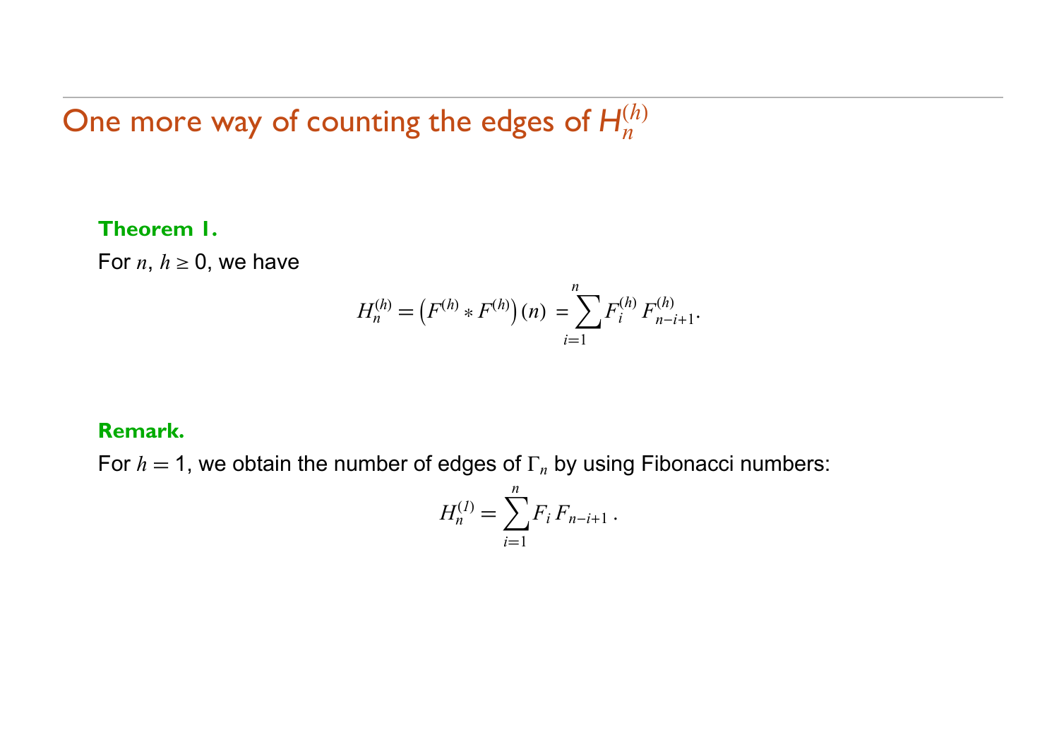## One more way of counting the edges of $H_n^{(h)}$

**Theorem 1.**

For $n$, $h \geq 0$, we have

$$H_n^{(h)} = \left(F^{(h)} * F^{(h)}\right)(n) = \sum_{i=1}^{n} F_i^{(h)} F_{n-i+1}^{(h)}.$$

**Remark.**

For $h = 1$, we obtain the number of edges of $\Gamma_n$ by using Fibonacci numbers:

$$H_n^{(1)} = \sum_{i=1}^{n} F_i \, F_{n-i+1} \, .$$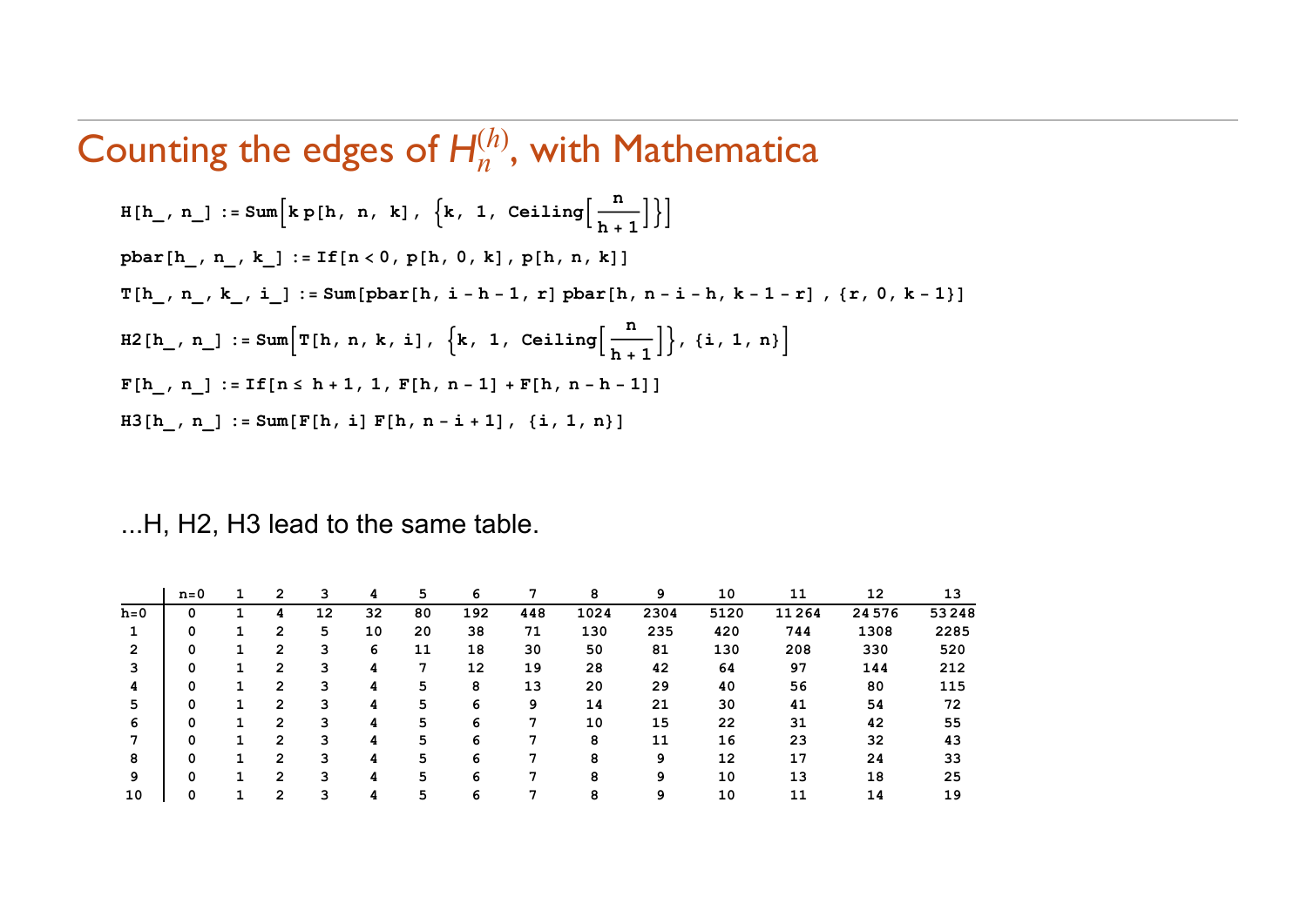# Counting the edges of $H_n^{(h)}$, with Mathematica

```
H[h_, n_] := Sum[k p[h, n, k], {k, 1, Ceiling[n/(h + 1)]}]

pbar[h_, n_, k_] := If[n < 0, p[h, 0, k], p[h, n, k]]

T[h_, n_, k_, i_] := Sum[pbar[h, i - h - 1, r] pbar[h, n - i - h, k - 1 - r] , {r, 0, k - 1}]

H2[h_, n_] := Sum[T[h, n, k, i], {k, 1, Ceiling[n/(h + 1)]}, {i, 1, n}]

F[h_, n_] := If[n ≤ h + 1, 1, F[h, n - 1] + F[h, n - h - 1]]

H3[h_, n_] := Sum[F[h, i] F[h, n - i + 1], {i, 1, n}]
```

...H, H2, H3 lead to the same table.

| | n=0 | 1 | 2 | 3 | 4 | 5 | 6 | 7 | 8 | 9 | 10 | 11 | 12 | 13 |
|---|---|---|---|---|---|---|---|---|---|---|---|---|---|---|
| h=0 | 0 | 1 | 4 | 12 | 32 | 80 | 192 | 448 | 1024 | 2304 | 5120 | 11264 | 24576 | 53248 |
| 1 | 0 | 1 | 2 | 5 | 10 | 20 | 38 | 71 | 130 | 235 | 420 | 744 | 1308 | 2285 |
| 2 | 0 | 1 | 2 | 3 | 6 | 11 | 18 | 30 | 50 | 81 | 130 | 208 | 330 | 520 |
| 3 | 0 | 1 | 2 | 3 | 4 | 7 | 12 | 19 | 28 | 42 | 64 | 97 | 144 | 212 |
| 4 | 0 | 1 | 2 | 3 | 4 | 5 | 8 | 13 | 20 | 29 | 40 | 56 | 80 | 115 |
| 5 | 0 | 1 | 2 | 3 | 4 | 5 | 6 | 9 | 14 | 21 | 30 | 41 | 54 | 72 |
| 6 | 0 | 1 | 2 | 3 | 4 | 5 | 6 | 7 | 10 | 15 | 22 | 31 | 42 | 55 |
| 7 | 0 | 1 | 2 | 3 | 4 | 5 | 6 | 7 | 8 | 11 | 16 | 23 | 32 | 43 |
| 8 | 0 | 1 | 2 | 3 | 4 | 5 | 6 | 7 | 8 | 9 | 12 | 17 | 24 | 33 |
| 9 | 0 | 1 | 2 | 3 | 4 | 5 | 6 | 7 | 8 | 9 | 10 | 13 | 18 | 25 |
| 10 | 0 | 1 | 2 | 3 | 4 | 5 | 6 | 7 | 8 | 9 | 10 | 11 | 14 | 19 |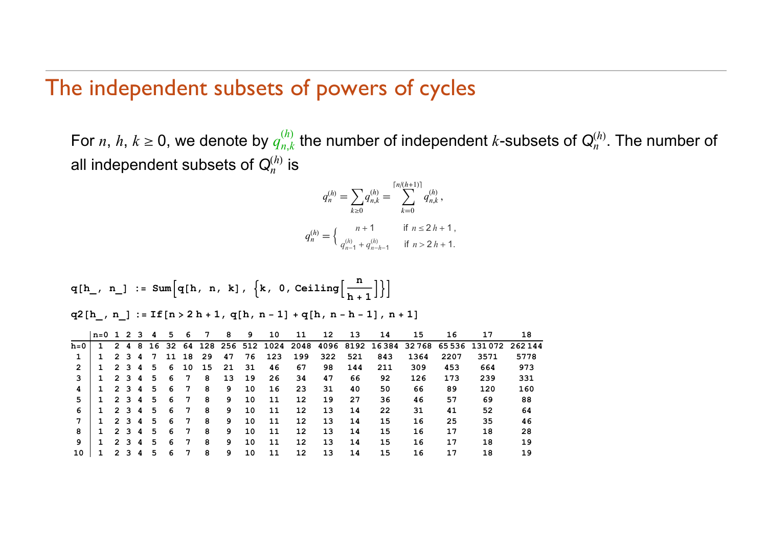## The independent subsets of powers of cycles

For $n$, $h$, $k \geq 0$, we denote by $q_{n,k}^{(h)}$ the number of independent $k$-subsets of $Q_n^{(h)}$. The number of all independent subsets of $Q_n^{(h)}$ is

$$q_n^{(h)} = \sum_{k \geq 0} q_{n,k}^{(h)} = \sum_{k=0}^{\lceil n/(h+1) \rceil} q_{n,k}^{(h)},$$

$$q_n^{(h)} = \begin{cases} n+1 & \text{if } n \leq 2h+1, \\ q_{n-1}^{(h)} + q_{n-h-1}^{(h)} & \text{if } n > 2h+1. \end{cases}$$

```
q[h_, n_] := Sum[q[h, n, k], {k, 0, Ceiling[n/(h + 1)]}]

q2[h_, n_] := If[n > 2 h + 1, q[h, n - 1] + q[h, n - h - 1], n + 1]
```

| | n=0 | 1 | 2 | 3 | 4 | 5 | 6 | 7 | 8 | 9 | 10 | 11 | 12 | 13 | 14 | 15 | 16 | 17 | 18 |
|---|---|---|---|---|---|---|---|---|---|---|---|---|---|---|---|---|---|---|---|
| h=0 | 1 | 2 | 4 | 8 | 16 | 32 | 64 | 128 | 256 | 512 | 1024 | 2048 | 4096 | 8192 | 16384 | 32768 | 65536 | 131072 | 262144 |
| 1 | 1 | 2 | 3 | 4 | 7 | 11 | 18 | 29 | 47 | 76 | 123 | 199 | 322 | 521 | 843 | 1364 | 2207 | 3571 | 5778 |
| 2 | 1 | 2 | 3 | 4 | 5 | 6 | 10 | 15 | 21 | 31 | 46 | 67 | 98 | 144 | 211 | 309 | 453 | 664 | 973 |
| 3 | 1 | 2 | 3 | 4 | 5 | 6 | 7 | 8 | 13 | 19 | 26 | 34 | 47 | 66 | 92 | 126 | 173 | 239 | 331 |
| 4 | 1 | 2 | 3 | 4 | 5 | 6 | 7 | 8 | 9 | 10 | 16 | 23 | 31 | 40 | 50 | 66 | 89 | 120 | 160 |
| 5 | 1 | 2 | 3 | 4 | 5 | 6 | 7 | 8 | 9 | 10 | 11 | 12 | 19 | 27 | 36 | 46 | 57 | 69 | 88 |
| 6 | 1 | 2 | 3 | 4 | 5 | 6 | 7 | 8 | 9 | 10 | 11 | 12 | 13 | 14 | 22 | 31 | 41 | 52 | 64 |
| 7 | 1 | 2 | 3 | 4 | 5 | 6 | 7 | 8 | 9 | 10 | 11 | 12 | 13 | 14 | 15 | 16 | 25 | 35 | 46 |
| 8 | 1 | 2 | 3 | 4 | 5 | 6 | 7 | 8 | 9 | 10 | 11 | 12 | 13 | 14 | 15 | 16 | 17 | 18 | 28 |
| 9 | 1 | 2 | 3 | 4 | 5 | 6 | 7 | 8 | 9 | 10 | 11 | 12 | 13 | 14 | 15 | 16 | 17 | 18 | 19 |
| 10 | 1 | 2 | 3 | 4 | 5 | 6 | 7 | 8 | 9 | 10 | 11 | 12 | 13 | 14 | 15 | 16 | 17 | 18 | 19 |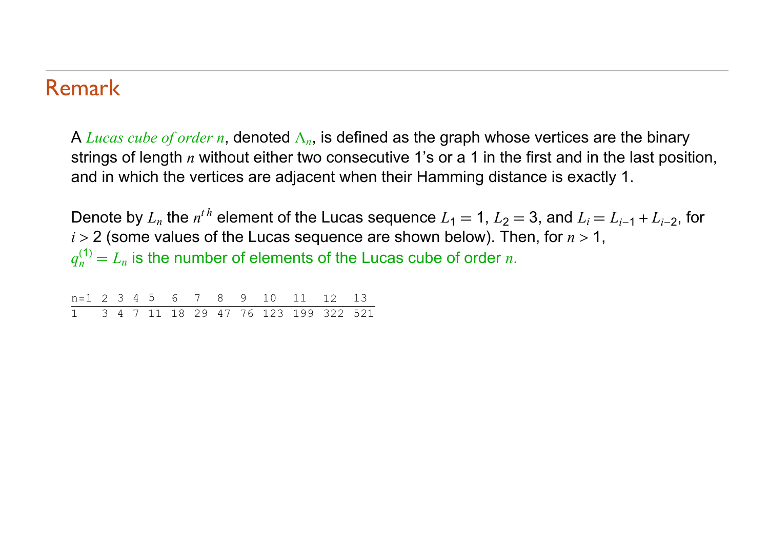## Remark

A *Lucas cube of order $n$*, denoted $\Lambda_n$, is defined as the graph whose vertices are the binary strings of length $n$ without either two consecutive 1's or a 1 in the first and in the last position, and in which the vertices are adjacent when their Hamming distance is exactly 1.

Denote by $L_n$ the $n^{th}$ element of the Lucas sequence $L_1 = 1$, $L_2 = 3$, and $L_i = L_{i-1} + L_{i-2}$, for $i > 2$ (some values of the Lucas sequence are shown below). Then, for $n > 1$, $q_n^{(1)} = L_n$ is the number of elements of the Lucas cube of order $n$.

| n=1 | 2 | 3 | 4 | 5 | 6 | 7 | 8 | 9 | 10 | 11 | 12 | 13 |
|---|---|---|---|---|---|---|---|---|---|---|---|---|
| 1 | 3 | 4 | 7 | 11 | 18 | 29 | 47 | 76 | 123 | 199 | 322 | 521 |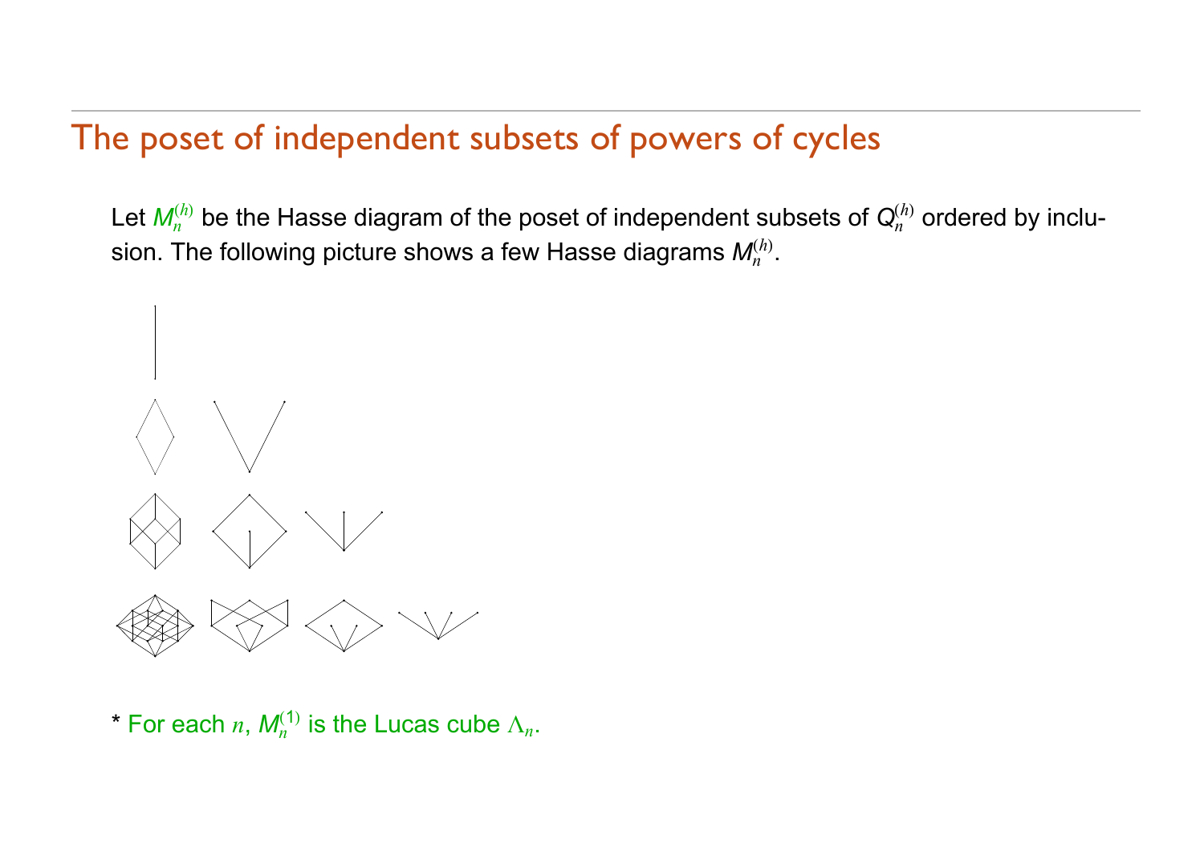## The poset of independent subsets of powers of cycles

Let $M_n^{(h)}$ be the Hasse diagram of the poset of independent subsets of $Q_n^{(h)}$ ordered by inclusion. The following picture shows a few Hasse diagrams $M_n^{(h)}$.

* For each $n$, $M_n^{(1)}$ is the Lucas cube $\Lambda_n$.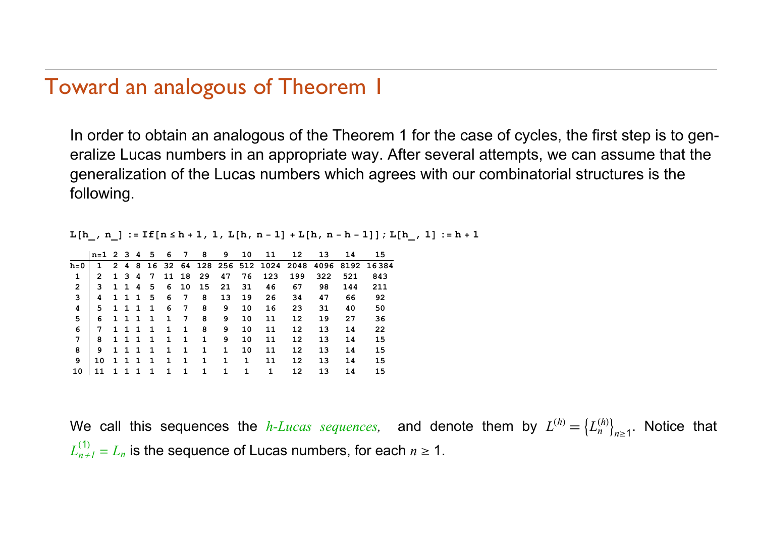# Toward an analogous of Theorem 1

In order to obtain an analogous of the Theorem 1 for the case of cycles, the first step is to generalize Lucas numbers in an appropriate way. After several attempts, we can assume that the generalization of the Lucas numbers which agrees with our combinatorial structures is the following.

```
L[h_, n_] := If[n ≤ h + 1, 1, L[h, n - 1] + L[h, n - h - 1]]; L[h_, 1] := h + 1
```

| | n=1 | 2 | 3 | 4 | 5 | 6 | 7 | 8 | 9 | 10 | 11 | 12 | 13 | 14 | 15 |
|---|---|---|---|---|---|---|---|---|---|---|---|---|---|---|---|
| h=0 | 1 | 2 | 4 | 8 | 16 | 32 | 64 | 128 | 256 | 512 | 1024 | 2048 | 4096 | 8192 | 16384 |
| 1 | 2 | 1 | 3 | 4 | 7 | 11 | 18 | 29 | 47 | 76 | 123 | 199 | 322 | 521 | 843 |
| 2 | 3 | 1 | 1 | 4 | 5 | 6 | 10 | 15 | 21 | 31 | 46 | 67 | 98 | 144 | 211 |
| 3 | 4 | 1 | 1 | 1 | 5 | 6 | 7 | 8 | 13 | 19 | 26 | 34 | 47 | 66 | 92 |
| 4 | 5 | 1 | 1 | 1 | 1 | 6 | 7 | 8 | 9 | 10 | 16 | 23 | 31 | 40 | 50 |
| 5 | 6 | 1 | 1 | 1 | 1 | 1 | 7 | 8 | 9 | 10 | 11 | 12 | 19 | 27 | 36 |
| 6 | 7 | 1 | 1 | 1 | 1 | 1 | 1 | 8 | 9 | 10 | 11 | 12 | 13 | 14 | 22 |
| 7 | 8 | 1 | 1 | 1 | 1 | 1 | 1 | 1 | 9 | 10 | 11 | 12 | 13 | 14 | 15 |
| 8 | 9 | 1 | 1 | 1 | 1 | 1 | 1 | 1 | 1 | 10 | 11 | 12 | 13 | 14 | 15 |
| 9 | 10 | 1 | 1 | 1 | 1 | 1 | 1 | 1 | 1 | 1 | 11 | 12 | 13 | 14 | 15 |
| 10 | 11 | 1 | 1 | 1 | 1 | 1 | 1 | 1 | 1 | 1 | 1 | 12 | 13 | 14 | 15 |

We call this sequences the *h-Lucas sequences,* and denote them by $L^{(h)} = \{L_n^{(h)}\}_{n \geq 1}$. Notice that $L_{n+1}^{(1)} = L_n$ is the sequence of Lucas numbers, for each $n \geq 1$.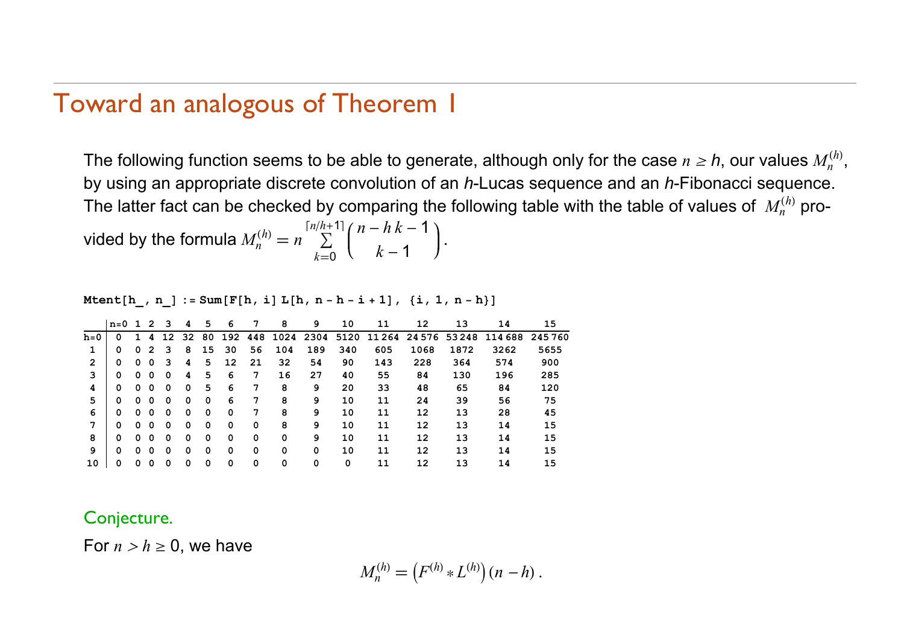## Toward an analogous of Theorem 1

The following function seems to be able to generate, although only for the case $n \geq h$, our values $M_n^{(h)}$, by using an appropriate discrete convolution of an *h*-Lucas sequence and an *h*-Fibonacci sequence. The latter fact can be checked by comparing the following table with the table of values of $M_n^{(h)}$ provided by the formula $M_n^{(h)} = n \sum_{k=0}^{\lceil n/h+1 \rceil} \binom{n-h\,k-1}{k-1}$.

```
Mtent[h_, n_] := Sum[F[h, i] L[h, n - h - i + 1], {i, 1, n - h}]
```

| | n=0 | 1 | 2 | 3 | 4 | 5 | 6 | 7 | 8 | 9 | 10 | 11 | 12 | 13 | 14 | 15 |
|---|---|---|---|---|---|---|---|---|---|---|---|---|---|---|---|---|
| h=0 | 0 | 1 | 4 | 12 | 32 | 80 | 192 | 448 | 1024 | 2304 | 5120 | 11264 | 24576 | 53248 | 114688 | 245760 |
| 1 | 0 | 0 | 2 | 3 | 8 | 15 | 30 | 56 | 104 | 189 | 340 | 605 | 1068 | 1872 | 3262 | 5655 |
| 2 | 0 | 0 | 0 | 3 | 4 | 5 | 12 | 21 | 32 | 54 | 90 | 143 | 228 | 364 | 574 | 900 |
| 3 | 0 | 0 | 0 | 0 | 4 | 5 | 6 | 7 | 16 | 27 | 40 | 55 | 84 | 130 | 196 | 285 |
| 4 | 0 | 0 | 0 | 0 | 0 | 5 | 6 | 7 | 8 | 9 | 20 | 33 | 48 | 65 | 84 | 120 |
| 5 | 0 | 0 | 0 | 0 | 0 | 0 | 6 | 7 | 8 | 9 | 10 | 11 | 24 | 39 | 56 | 75 |
| 6 | 0 | 0 | 0 | 0 | 0 | 0 | 0 | 7 | 8 | 9 | 10 | 11 | 12 | 13 | 28 | 45 |
| 7 | 0 | 0 | 0 | 0 | 0 | 0 | 0 | 0 | 8 | 9 | 10 | 11 | 12 | 13 | 14 | 15 |
| 8 | 0 | 0 | 0 | 0 | 0 | 0 | 0 | 0 | 0 | 9 | 10 | 11 | 12 | 13 | 14 | 15 |
| 9 | 0 | 0 | 0 | 0 | 0 | 0 | 0 | 0 | 0 | 0 | 10 | 11 | 12 | 13 | 14 | 15 |
| 10 | 0 | 0 | 0 | 0 | 0 | 0 | 0 | 0 | 0 | 0 | 0 | 11 | 12 | 13 | 14 | 15 |

**Conjecture.**

For $n > h \geq 0$, we have

$$M_n^{(h)} = \left(F^{(h)} * L^{(h)}\right)(n-h)\,.$$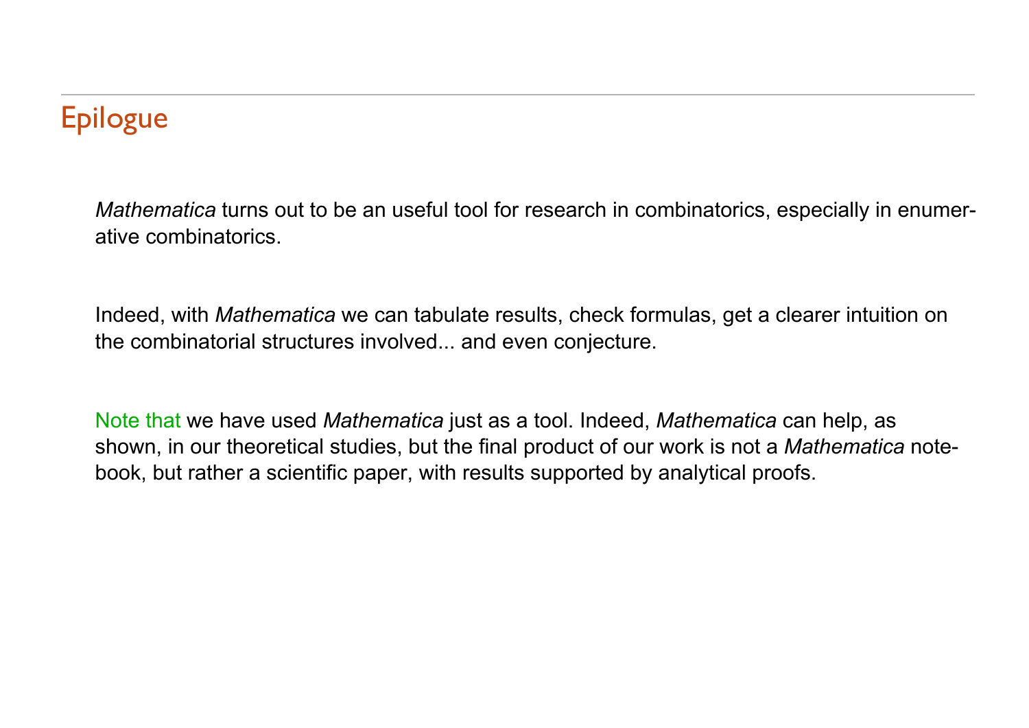# Epilogue

*Mathematica* turns out to be an useful tool for research in combinatorics, especially in enumerative combinatorics.

Indeed, with *Mathematica* we can tabulate results, check formulas, get a clearer intuition on the combinatorial structures involved... and even conjecture.

Note that we have used *Mathematica* just as a tool. Indeed, *Mathematica* can help, as shown, in our theoretical studies, but the final product of our work is not a *Mathematica* notebook, but rather a scientific paper, with results supported by analytical proofs.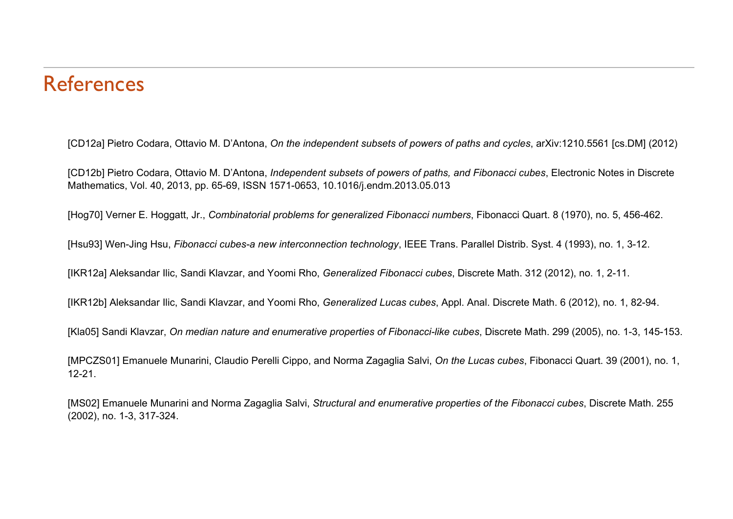# References

[CD12a] Pietro Codara, Ottavio M. D'Antona, *On the independent subsets of powers of paths and cycles*, arXiv:1210.5561 [cs.DM] (2012)

[CD12b] Pietro Codara, Ottavio M. D'Antona, *Independent subsets of powers of paths, and Fibonacci cubes*, Electronic Notes in Discrete Mathematics, Vol. 40, 2013, pp. 65-69, ISSN 1571-0653, 10.1016/j.endm.2013.05.013

[Hog70] Verner E. Hoggatt, Jr., *Combinatorial problems for generalized Fibonacci numbers*, Fibonacci Quart. 8 (1970), no. 5, 456-462.

[Hsu93] Wen-Jing Hsu, *Fibonacci cubes-a new interconnection technology*, IEEE Trans. Parallel Distrib. Syst. 4 (1993), no. 1, 3-12.

[IKR12a] Aleksandar Ilic, Sandi Klavzar, and Yoomi Rho, *Generalized Fibonacci cubes*, Discrete Math. 312 (2012), no. 1, 2-11.

[IKR12b] Aleksandar Ilic, Sandi Klavzar, and Yoomi Rho, *Generalized Lucas cubes*, Appl. Anal. Discrete Math. 6 (2012), no. 1, 82-94.

[Kla05] Sandi Klavzar, *On median nature and enumerative properties of Fibonacci-like cubes*, Discrete Math. 299 (2005), no. 1-3, 145-153.

[MPCZS01] Emanuele Munarini, Claudio Perelli Cippo, and Norma Zagaglia Salvi, *On the Lucas cubes*, Fibonacci Quart. 39 (2001), no. 1, 12-21.

[MS02] Emanuele Munarini and Norma Zagaglia Salvi, *Structural and enumerative properties of the Fibonacci cubes*, Discrete Math. 255 (2002), no. 1-3, 317-324.